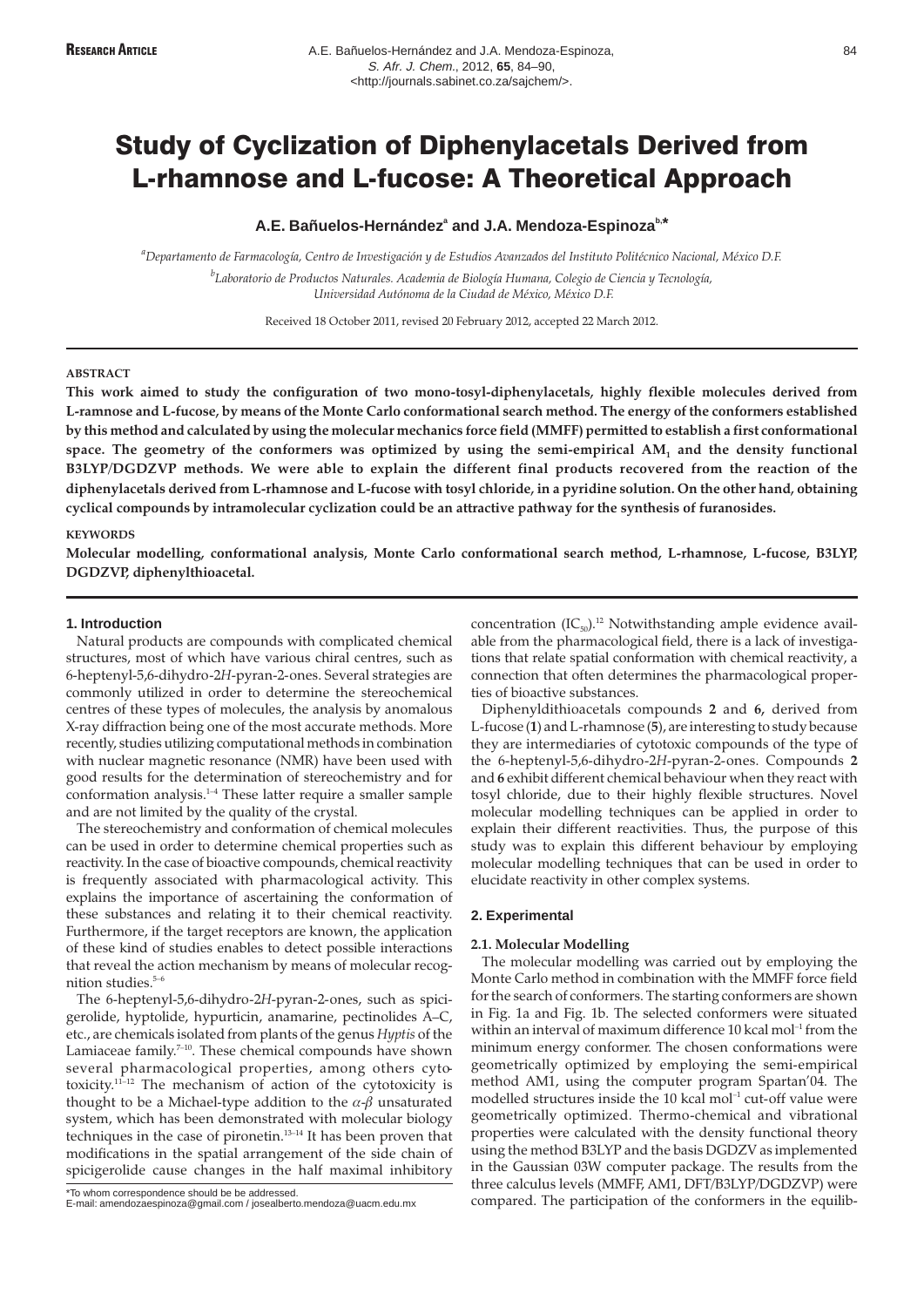# Study of Cyclization of Diphenylacetals Derived from L-rhamnose and L-fucose: A Theoretical Approach

**A.E. Bañuelos-Hernández[a] and J.A. Mendoza-Espinoza[b,*]**

[a]*Departamento de Farmacología, Centro de Investigación y de Estudios Avanzados del Instituto Politécnico Nacional, México D.F.*

[b]*Laboratorio de Productos Naturales. Academia de Biología Humana, Colegio de Ciencia y Tecnología, Universidad Autónoma de la Ciudad de México, México D.F.*

Received 18 October 2011, revised 20 February 2012, accepted 22 March 2012.

### ABSTRACT

**This work aimed to study the configuration of two mono-tosyl-diphenylacetals, highly flexible molecules derived from L-ramnose and L-fucose, by means of the Monte Carlo conformational search method. The energy of the conformers established by this method and calculated by using the molecular mechanics force field (MMFF) permitted to establish a first conformational space. The geometry of the conformers was optimized by using the semi-empirical $AM_1$ and the density functional B3LYP/DGDZVP methods. We were able to explain the different final products recovered from the reaction of the diphenylacetals derived from L-rhamnose and L-fucose with tosyl chloride, in a pyridine solution. On the other hand, obtaining cyclical compounds by intramolecular cyclization could be an attractive pathway for the synthesis of furanosides.**

### KEYWORDS

**Molecular modelling, conformational analysis, Monte Carlo conformational search method, L-rhamnose, L-fucose, B3LYP, DGDZVP, diphenylthioacetal.**

## 1. Introduction

Natural products are compounds with complicated chemical structures, most of which have various chiral centres, such as 6-heptenyl-5,6-dihydro-2*H*-pyran-2-ones. Several strategies are commonly utilized in order to determine the stereochemical centres of these types of molecules, the analysis by anomalous X-ray diffraction being one of the most accurate methods. More recently, studies utilizing computational methods in combination with nuclear magnetic resonance (NMR) have been used with good results for the determination of stereochemistry and for conformation analysis.[1–4] These latter require a smaller sample and are not limited by the quality of the crystal.

The stereochemistry and conformation of chemical molecules can be used in order to determine chemical properties such as reactivity. In the case of bioactive compounds, chemical reactivity is frequently associated with pharmacological activity. This explains the importance of ascertaining the conformation of these substances and relating it to their chemical reactivity. Furthermore, if the target receptors are known, the application of these kind of studies enables to detect possible interactions that reveal the action mechanism by means of molecular recognition studies.[5–6]

The 6-heptenyl-5,6-dihydro-2*H*-pyran-2-ones, such as spicigerolide, hyptolide, hypurticin, anamarine, pectinolides A–C, etc., are chemicals isolated from plants of the genus *Hyptis* of the Lamiaceae family.[7–10]. These chemical compounds have shown several pharmacological properties, among others cytotoxicity.[11–12] The mechanism of action of the cytotoxicity is thought to be a Michael-type addition to the $\alpha$-$\beta$ unsaturated system, which has been demonstrated with molecular biology techniques in the case of pironetin.[13–14] It has been proven that modifications in the spatial arrangement of the side chain of spicigerolide cause changes in the half maximal inhibitory concentration ($IC_{50}$).[12] Notwithstanding ample evidence available from the pharmacological field, there is a lack of investigations that relate spatial conformation with chemical reactivity, a connection that often determines the pharmacological properties of bioactive substances.

Diphenyldithioacetals compounds **2** and **6,** derived from L-fucose (**1**) and L-rhamnose (**5**), are interesting to study because they are intermediaries of cytotoxic compounds of the type of the 6-heptenyl-5,6-dihydro-2*H*-pyran-2-ones. Compounds **2** and **6** exhibit different chemical behaviour when they react with tosyl chloride, due to their highly flexible structures. Novel molecular modelling techniques can be applied in order to explain their different reactivities. Thus, the purpose of this study was to explain this different behaviour by employing molecular modelling techniques that can be used in order to elucidate reactivity in other complex systems.

## 2. Experimental

### 2.1. Molecular Modelling

The molecular modelling was carried out by employing the Monte Carlo method in combination with the MMFF force field for the search of conformers. The starting conformers are shown in Fig. 1a and Fig. 1b. The selected conformers were situated within an interval of maximum difference 10 kcal mol$^{-1}$ from the minimum energy conformer. The chosen conformations were geometrically optimized by employing the semi-empirical method AM1, using the computer program Spartan'04. The modelled structures inside the 10 kcal mol$^{-1}$ cut-off value were geometrically optimized. Thermo-chemical and vibrational properties were calculated with the density functional theory using the method B3LYP and the basis DGDZV as implemented in the Gaussian 03W computer package. The results from the three calculus levels (MMFF, AM1, DFT/B3LYP/DGDZVP) were compared. The participation of the conformers in the equilib-

*To whom correspondence should be be addressed.
E-mail: amendozaespinoza@gmail.com / josealberto.mendoza@uacm.edu.mx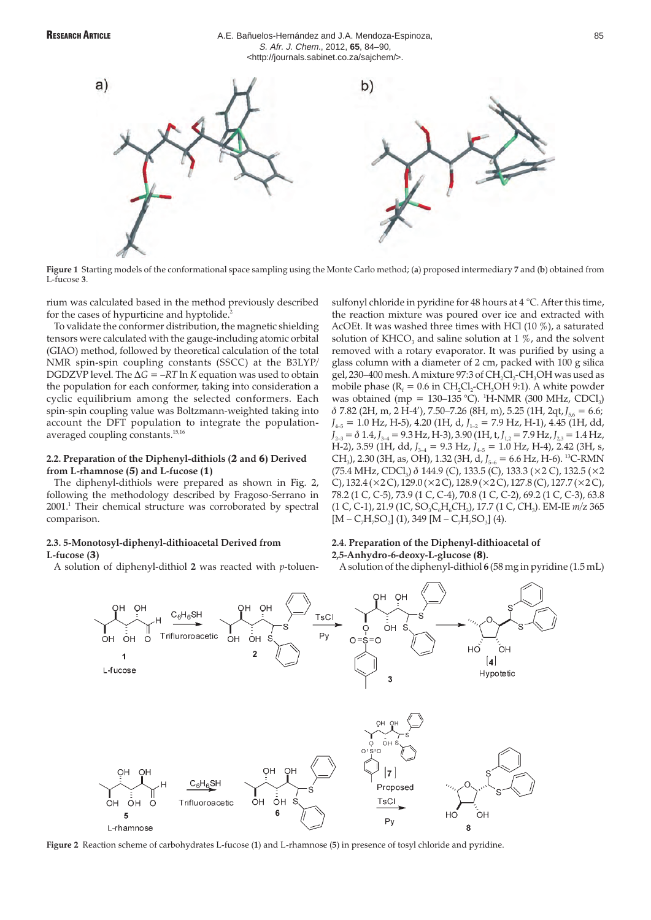**Figure 1** Starting models of the conformational space sampling using the Monte Carlo method; (**a**) proposed intermediary **7** and (**b**) obtained from L-fucose **3**.

rium was calculated based in the method previously described for the cases of hypurticine and hyptolide.[2]

To validate the conformer distribution, the magnetic shielding tensors were calculated with the gauge-including atomic orbital (GIAO) method, followed by theoretical calculation of the total NMR spin-spin coupling constants (SSCC) at the B3LYP/DGDZVP level. The $\Delta G = -RT \ln K$ equation was used to obtain the population for each conformer, taking into consideration a cyclic equilibrium among the selected conformers. Each spin-spin coupling value was Boltzmann-weighted taking into account the DFT population to integrate the population-averaged coupling constants.[15,16]

### 2.2. Preparation of the Diphenyl-dithiols (2 and 6) Derived from L-rhamnose (5) and L-fucose (1)

The diphenyl-dithiols were prepared as shown in Fig. 2, following the methodology described by Fragoso-Serrano in 2001.[1] Their chemical structure was corroborated by spectral comparison.

### 2.3. 5-Monotosyl-diphenyl-dithioacetal Derived from L-fucose (3)

A solution of diphenyl-dithiol **2** was reacted with *p*-toluensulfonyl chloride in pyridine for 48 hours at 4 °C. After this time, the reaction mixture was poured over ice and extracted with AcOEt. It was washed three times with HCl (10 %), a saturated solution of $KHCO_3$ and saline solution at 1 %, and the solvent removed with a rotary evaporator. It was purified by using a glass column with a diameter of 2 cm, packed with 100 g silica gel, 230–400 mesh. A mixture 97:3 of $CH_2Cl_2$-$CH_3OH$ was used as mobile phase ($R_f$ = 0.6 in $CH_2Cl_2$-$CH_3OH$ 9:1). A white powder was obtained (mp = 130–135 °C). $^1$H-NMR (300 MHz, $CDCl_3$) δ 7.82 (2H, m, 2 H-4′), 7.50–7.26 (8H, m), 5.25 (1H, 2qt, $J_{5,6}$ = 6.6; $J_{4\text{-}5}$ = 1.0 Hz, H-5), 4.20 (1H, d, $J_{1\text{-}2}$ = 7.9 Hz, H-1), 4.45 (1H, dd, $J_{2\text{-}3}$ = δ 1.4, $J_{3\text{-}4}$ = 9.3 Hz, H-3), 3.90 (1H, t, $J_{1,2}$ = 7.9 Hz, $J_{2,3}$ = 1.4 Hz, H-2), 3.59 (1H, dd, $J_{3\text{-}4}$ = 9.3 Hz, $J_{4\text{-}5}$ = 1.0 Hz, H-4), 2.42 (3H, s, $CH_3$), 2.30 (3H, as, OH), 1.32 (3H, d, $J_{5\text{-}6}$ = 6.6 Hz, H-6). $^{13}$C-RMN (75.4 MHz, $CDCl_3$) δ 144.9 (C), 133.5 (C), 133.3 (×2 C), 132.5 (×2 C), 132.4 (×2 C), 129.0 (×2 C), 128.9 (×2 C), 127.8 (C), 127.7 (×2 C), 78.2 (1 C, C-5), 73.9 (1 C, C-4), 70.8 (1 C, C-2), 69.2 (1 C, C-3), 63.8 (1 C, C-1), 21.9 (1C, $SO_3C_6H_6CH_3$), 17.7 (1 C, $CH_3$). EM-IE *m*/*z* 365 [M – $C_7H_7SO_2$] (1), 349 [M – $C_7H_7SO_3$] (4).

### 2.4. Preparation of the Diphenyl-dithioacetal of 2,5-Anhydro-6-deoxy-L-glucose (8).

A solution of the diphenyl-dithiol **6** (58 mg in pyridine (1.5 mL)

**Figure 2** Reaction scheme of carbohydrates L-fucose (**1**) and L-rhamnose (**5**) in presence of tosyl chloride and pyridine.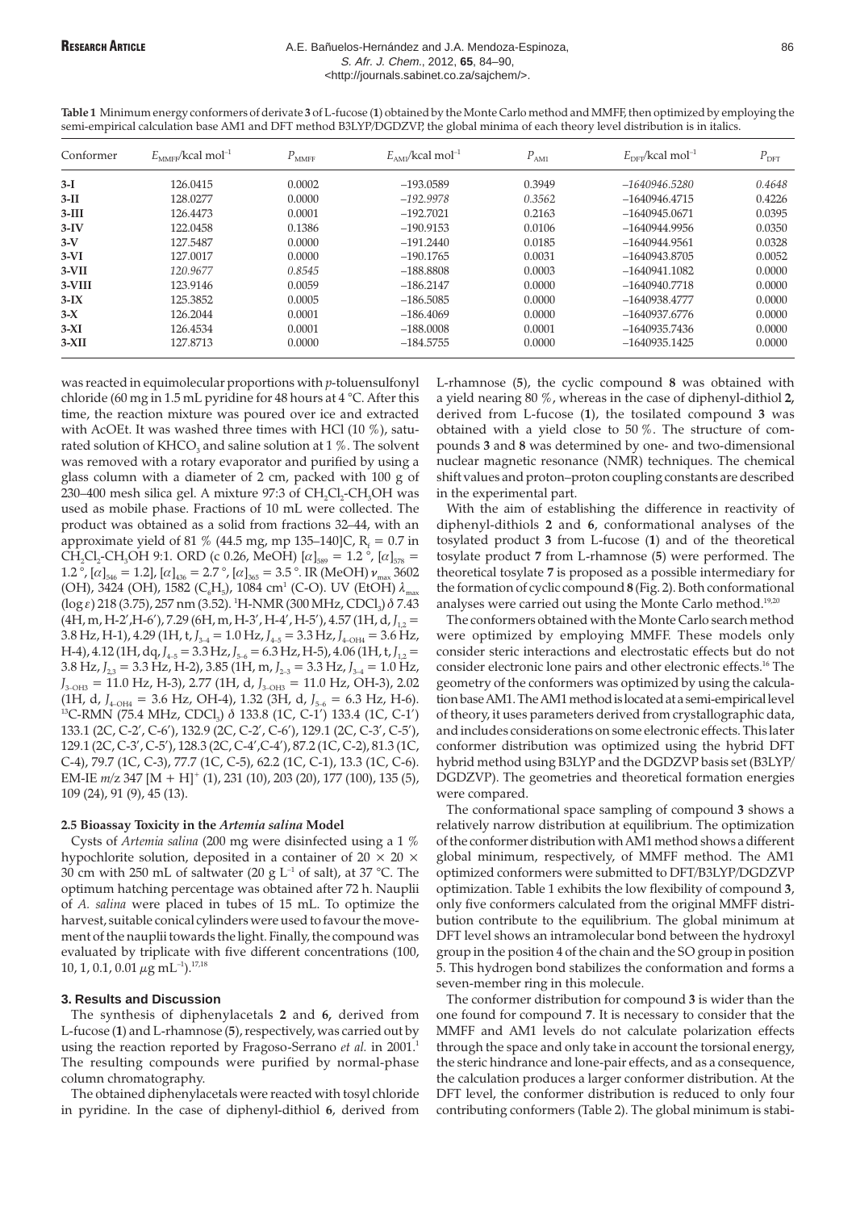**Table 1** Minimum energy conformers of derivate **3** of L-fucose (**1**) obtained by the Monte Carlo method and MMFF, then optimized by employing the semi-empirical calculation base AM1 and DFT method B3LYP/DGDZVP, the global minima of each theory level distribution is in italics.

| Conformer | $E_{MMFF}$/kcal mol$^{-1}$ | $P_{MMFF}$ | $E_{AM1}$/kcal mol$^{-1}$ | $P_{AM1}$ | $E_{DFT}$/kcal mol$^{-1}$ | $P_{DFT}$ |
|---|---|---|---|---|---|---|
| **3-I** | 126.0415 | 0.0002 | –193.0589 | 0.3949 | *–1640946.5280* | *0.4648* |
| **3-II** | 128.0277 | 0.0000 | *–192.9978* | *0.3562* | –1640946.4715 | 0.4226 |
| **3-III** | 126.4473 | 0.0001 | –192.7021 | 0.2163 | –1640945.0671 | 0.0395 |
| **3-IV** | 122.0458 | 0.1386 | –190.9153 | 0.0106 | –1640944.9956 | 0.0350 |
| **3-V** | 127.5487 | 0.0000 | –191.2440 | 0.0185 | –1640944.9561 | 0.0328 |
| **3-VI** | 127.0017 | 0.0000 | –190.1765 | 0.0031 | –1640943.8705 | 0.0052 |
| **3-VII** | *120.9677* | *0.8545* | –188.8808 | 0.0003 | –1640941.1082 | 0.0000 |
| **3-VIII** | 123.9146 | 0.0059 | –186.2147 | 0.0000 | –1640940.7718 | 0.0000 |
| **3-IX** | 125.3852 | 0.0005 | –186.5085 | 0.0000 | –1640938.4777 | 0.0000 |
| **3-X** | 126.2044 | 0.0001 | –186.4069 | 0.0000 | –1640937.6776 | 0.0000 |
| **3-XI** | 126.4534 | 0.0001 | –188.0008 | 0.0001 | –1640935.7436 | 0.0000 |
| **3-XII** | 127.8713 | 0.0000 | –184.5755 | 0.0000 | –1640935.1425 | 0.0000 |

was reacted in equimolecular proportions with *p*-toluensulfonyl chloride (60 mg in 1.5 mL pyridine for 48 hours at 4 °C. After this time, the reaction mixture was poured over ice and extracted with AcOEt. It was washed three times with HCl (10 %), saturated solution of $KHCO_3$ and saline solution at 1 %. The solvent was removed with a rotary evaporator and purified by using a glass column with a diameter of 2 cm, packed with 100 g of 230–400 mesh silica gel. A mixture 97:3 of $CH_2Cl_2$-$CH_3OH$ was used as mobile phase. Fractions of 10 mL were collected. The product was obtained as a solid from fractions 32–44, with an approximate yield of 81 % (44.5 mg, mp 135–140]C, $R_f$ = 0.7 in $CH_2Cl_2$-$CH_3OH$ 9:1. ORD (c 0.26, MeOH) $[\alpha]_{589}$ = 1.2 °, $[\alpha]_{578}$ = 1.2 °, $[\alpha]_{546}$ = 1.2], $[\alpha]_{436}$ = 2.7 °, $[\alpha]_{365}$ = 3.5 °. IR (MeOH) $\nu_{max}$ 3602 (OH), 3424 (OH), 1582 ($C_6H_5$), 1084 cm$^1$ (C-O). UV (EtOH) $\lambda_{max}$ (log $\varepsilon$) 218 (3.75), 257 nm (3.52). $^1$H-NMR (300 MHz, $CDCl_3$) $\delta$ 7.43 (4H, m, H-2′,H-6′), 7.29 (6H, m, H-3′, H-4′, H-5′), 4.57 (1H, d, $J_{1,2}$ = 3.8 Hz, H-1), 4.29 (1H, t, $J_{3-4}$ = 1.0 Hz, $J_{4-5}$ = 3.3 Hz, $J_{4-OH4}$ = 3.6 Hz, H-4), 4.12 (1H, dq, $J_{4-5}$ = 3.3 Hz, $J_{5-6}$ = 6.3 Hz, H-5), 4.06 (1H, t, $J_{1,2}$ = 3.8 Hz, $J_{2,3}$ = 3.3 Hz, H-2), 3.85 (1H, m, $J_{2-3}$ = 3.3 Hz, $J_{3-4}$ = 1.0 Hz, $J_{3-OH3}$ = 11.0 Hz, H-3), 2.77 (1H, d, $J_{3-OH3}$ = 11.0 Hz, OH-3), 2.02 (1H, d, $J_{4-OH4}$ = 3.6 Hz, OH-4), 1.32 (3H, d, $J_{5-6}$ = 6.3 Hz, H-6). $^{13}$C-RMN (75.4 MHz, $CDCl_3$) $\delta$ 133.8 (1C, C-1′) 133.4 (1C, C-1′) 133.1 (2C, C-2′, C-6′), 132.9 (2C, C-2′, C-6′), 129.1 (2C, C-3′, C-5′), 129.1 (2C, C-3′, C-5′), 128.3 (2C, C-4′,C-4′), 87.2 (1C, C-2), 81.3 (1C, C-4), 79.7 (1C, C-3), 77.7 (1C, C-5), 62.2 (1C, C-1), 13.3 (1C, C-6). EM-IE *m*/*z* 347 [M + H]$^+$ (1), 231 (10), 203 (20), 177 (100), 135 (5), 109 (24), 91 (9), 45 (13).

#### 2.5 Bioassay Toxicity in the *Artemia salina* Model

Cysts of *Artemia salina* (200 mg were disinfected using a 1 % hypochlorite solution, deposited in a container of 20 × 20 × 30 cm with 250 mL of saltwater (20 g L$^{-1}$ of salt), at 37 °C. The optimum hatching percentage was obtained after 72 h. Nauplii of *A. salina* were placed in tubes of 15 mL. To optimize the harvest, suitable conical cylinders were used to favour the movement of the nauplii towards the light. Finally, the compound was evaluated by triplicate with five different concentrations (100, 10, 1, 0.1, 0.01 $\mu$g mL$^{-1}$).[17,18]

### 3. Results and Discussion

The synthesis of diphenylacetals **2** and **6**, derived from L-fucose (**1**) and L-rhamnose (**5**), respectively, was carried out by using the reaction reported by Fragoso-Serrano *et al.* in 2001.[1] The resulting compounds were purified by normal-phase column chromatography.

The obtained diphenylacetals were reacted with tosyl chloride in pyridine. In the case of diphenyl-dithiol **6**, derived from L-rhamnose (**5**), the cyclic compound **8** was obtained with a yield nearing 80 %, whereas in the case of diphenyl-dithiol **2,** derived from L-fucose (**1**), the tosilated compound **3** was obtained with a yield close to 50 %. The structure of compounds **3** and **8** was determined by one- and two-dimensional nuclear magnetic resonance (NMR) techniques. The chemical shift values and proton–proton coupling constants are described in the experimental part.

With the aim of establishing the difference in reactivity of diphenyl-dithiols **2** and **6**, conformational analyses of the tosylated product **3** from L-fucose (**1**) and of the theoretical tosylate product **7** from L-rhamnose (**5**) were performed. The theoretical tosylate **7** is proposed as a possible intermediary for the formation of cyclic compound **8** (Fig. 2). Both conformational analyses were carried out using the Monte Carlo method.[19,20]

The conformers obtained with the Monte Carlo search method were optimized by employing MMFF. These models only consider steric interactions and electrostatic effects but do not consider electronic lone pairs and other electronic effects.[16] The geometry of the conformers was optimized by using the calculation base AM1. The AM1 method is located at a semi-empirical level of theory, it uses parameters derived from crystallographic data, and includes considerations on some electronic effects. This later conformer distribution was optimized using the hybrid DFT hybrid method using B3LYP and the DGDZVP basis set (B3LYP/DGDZVP). The geometries and theoretical formation energies were compared.

The conformational space sampling of compound **3** shows a relatively narrow distribution at equilibrium. The optimization of the conformer distribution with AM1 method shows a different global minimum, respectively, of MMFF method. The AM1 optimized conformers were submitted to DFT/B3LYP/DGDZVP optimization. Table 1 exhibits the low flexibility of compound **3**, only five conformers calculated from the original MMFF distribution contribute to the equilibrium. The global minimum at DFT level shows an intramolecular bond between the hydroxyl group in the position 4 of the chain and the SO group in position 5. This hydrogen bond stabilizes the conformation and forms a seven-member ring in this molecule.

The conformer distribution for compound **3** is wider than the one found for compound **7**. It is necessary to consider that the MMFF and AM1 levels do not calculate polarization effects through the space and only take in account the torsional energy, the steric hindrance and lone-pair effects, and as a consequence, the calculation produces a larger conformer distribution. At the DFT level, the conformer distribution is reduced to only four contributing conformers (Table 2). The global minimum is stabi-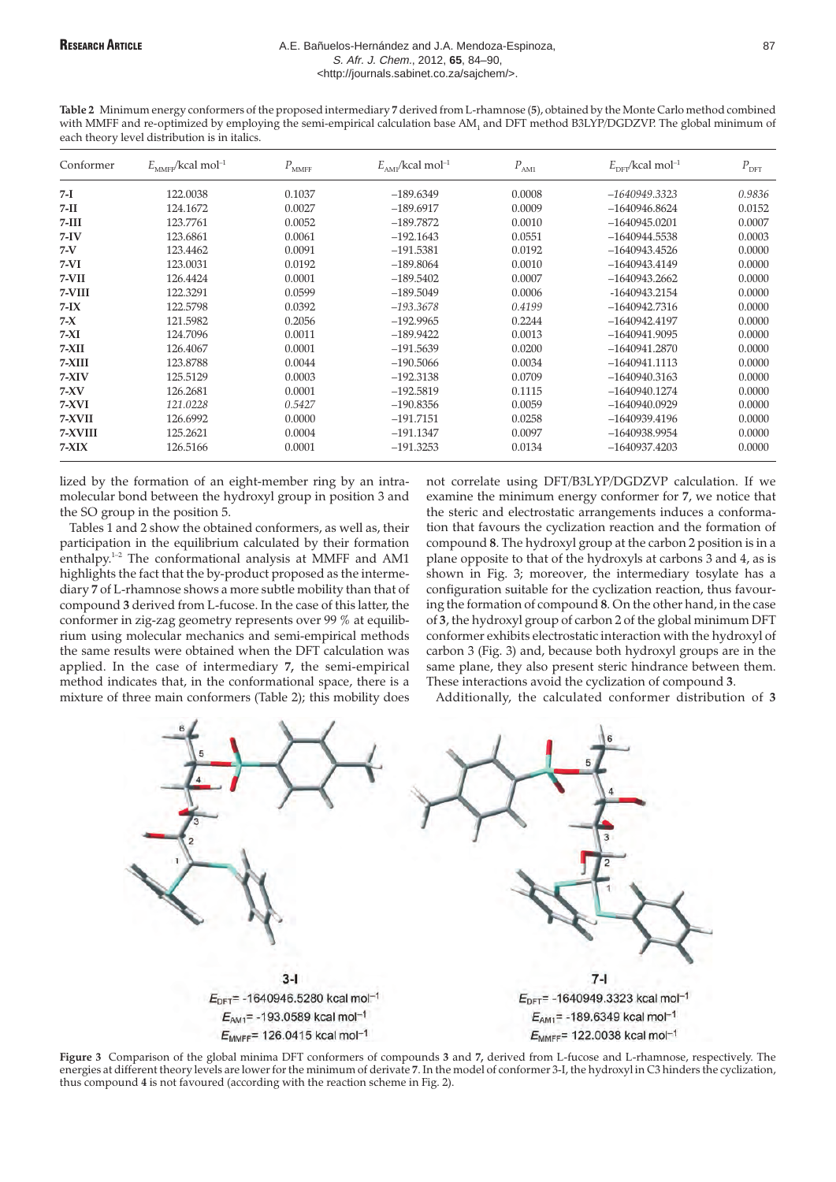**Table 2** Minimum energy conformers of the proposed intermediary **7** derived from L-rhamnose (**5**), obtained by the Monte Carlo method combined with MMFF and re-optimized by employing the semi-empirical calculation base $AM_1$ and DFT method B3LYP/DGDZVP. The global minimum of each theory level distribution is in italics.

| Conformer | $E_{MMFF}$/kcal mol$^{-1}$ | $P_{MMFF}$ | $E_{AM1}$/kcal mol$^{-1}$ | $P_{AM1}$ | $E_{DFT}$/kcal mol$^{-1}$ | $P_{DFT}$ |
|---|---|---|---|---|---|---|
| **7-I** | 122.0038 | 0.1037 | –189.6349 | 0.0008 | *–1640949.3323* | *0.9836* |
| **7-II** | 124.1672 | 0.0027 | –189.6917 | 0.0009 | –1640946.8624 | 0.0152 |
| **7-III** | 123.7761 | 0.0052 | –189.7872 | 0.0010 | –1640945.0201 | 0.0007 |
| **7-IV** | 123.6861 | 0.0061 | –192.1643 | 0.0551 | –1640944.5538 | 0.0003 |
| **7-V** | 123.4462 | 0.0091 | –191.5381 | 0.0192 | –1640943.4526 | 0.0000 |
| **7-VI** | 123.0031 | 0.0192 | –189.8064 | 0.0010 | –1640943.4149 | 0.0000 |
| **7-VII** | 126.4424 | 0.0001 | –189.5402 | 0.0007 | –1640943.2662 | 0.0000 |
| **7-VIII** | 122.3291 | 0.0599 | –189.5049 | 0.0006 | -1640943.2154 | 0.0000 |
| **7-IX** | 122.5798 | 0.0392 | *–193.3678* | *0.4199* | –1640942.7316 | 0.0000 |
| **7-X** | 121.5982 | 0.2056 | –192.9965 | 0.2244 | –1640942.4197 | 0.0000 |
| **7-XI** | 124.7096 | 0.0011 | –189.9422 | 0.0013 | –1640941.9095 | 0.0000 |
| **7-XII** | 126.4067 | 0.0001 | –191.5639 | 0.0200 | –1640941.2870 | 0.0000 |
| **7-XIII** | 123.8788 | 0.0044 | –190.5066 | 0.0034 | –1640941.1113 | 0.0000 |
| **7-XIV** | 125.5129 | 0.0003 | –192.3138 | 0.0709 | –1640940.3163 | 0.0000 |
| **7-XV** | 126.2681 | 0.0001 | –192.5819 | 0.1115 | –1640940.1274 | 0.0000 |
| **7-XVI** | *121.0228* | *0.5427* | –190.8356 | 0.0059 | –1640940.0929 | 0.0000 |
| **7-XVII** | 126.6992 | 0.0000 | –191.7151 | 0.0258 | –1640939.4196 | 0.0000 |
| **7-XVIII** | 125.2621 | 0.0004 | –191.1347 | 0.0097 | –1640938.9954 | 0.0000 |
| **7-XIX** | 126.5166 | 0.0001 | –191.3253 | 0.0134 | –1640937.4203 | 0.0000 |

lized by the formation of an eight-member ring by an intramolecular bond between the hydroxyl group in position 3 and the SO group in the position 5.

Tables 1 and 2 show the obtained conformers, as well as, their participation in the equilibrium calculated by their formation enthalpy.[1–2] The conformational analysis at MMFF and AM1 highlights the fact that the by-product proposed as the intermediary **7** of L-rhamnose shows a more subtle mobility than that of compound **3** derived from L-fucose. In the case of this latter, the conformer in zig-zag geometry represents over 99 % at equilibrium using molecular mechanics and semi-empirical methods the same results were obtained when the DFT calculation was applied. In the case of intermediary **7**, the semi-empirical method indicates that, in the conformational space, there is a mixture of three main conformers (Table 2); this mobility does not correlate using DFT/B3LYP/DGDZVP calculation. If we examine the minimum energy conformer for **7**, we notice that the steric and electrostatic arrangements induces a conformation that favours the cyclization reaction and the formation of compound **8**. The hydroxyl group at the carbon 2 position is in a plane opposite to that of the hydroxyls at carbons 3 and 4, as is shown in Fig. 3; moreover, the intermediary tosylate has a configuration suitable for the cyclization reaction, thus favouring the formation of compound **8**. On the other hand, in the case of **3**, the hydroxyl group of carbon 2 of the global minimum DFT conformer exhibits electrostatic interaction with the hydroxyl of carbon 3 (Fig. 3) and, because both hydroxyl groups are in the same plane, they also present steric hindrance between them. These interactions avoid the cyclization of compound **3**.

Additionally, the calculated conformer distribution of **3**

**3-I**
$E_{DFT}$= -1640946.5280 kcal mol$^{-1}$
$E_{AM1}$= -193.0589 kcal mol$^{-1}$
$E_{MMFF}$= 126.0415 kcal mol$^{-1}$

**7-I**
$E_{DFT}$= -1640949.3323 kcal mol$^{-1}$
$E_{AM1}$= -189.6349 kcal mol$^{-1}$
$E_{MMFF}$= 122.0038 kcal mol$^{-1}$

**Figure 3** Comparison of the global minima DFT conformers of compounds **3** and **7**, derived from L-fucose and L-rhamnose, respectively. The energies at different theory levels are lower for the minimum of derivate **7**. In the model of conformer 3-I, the hydroxyl in C3 hinders the cyclization, thus compound **4** is not favoured (according with the reaction scheme in Fig. 2).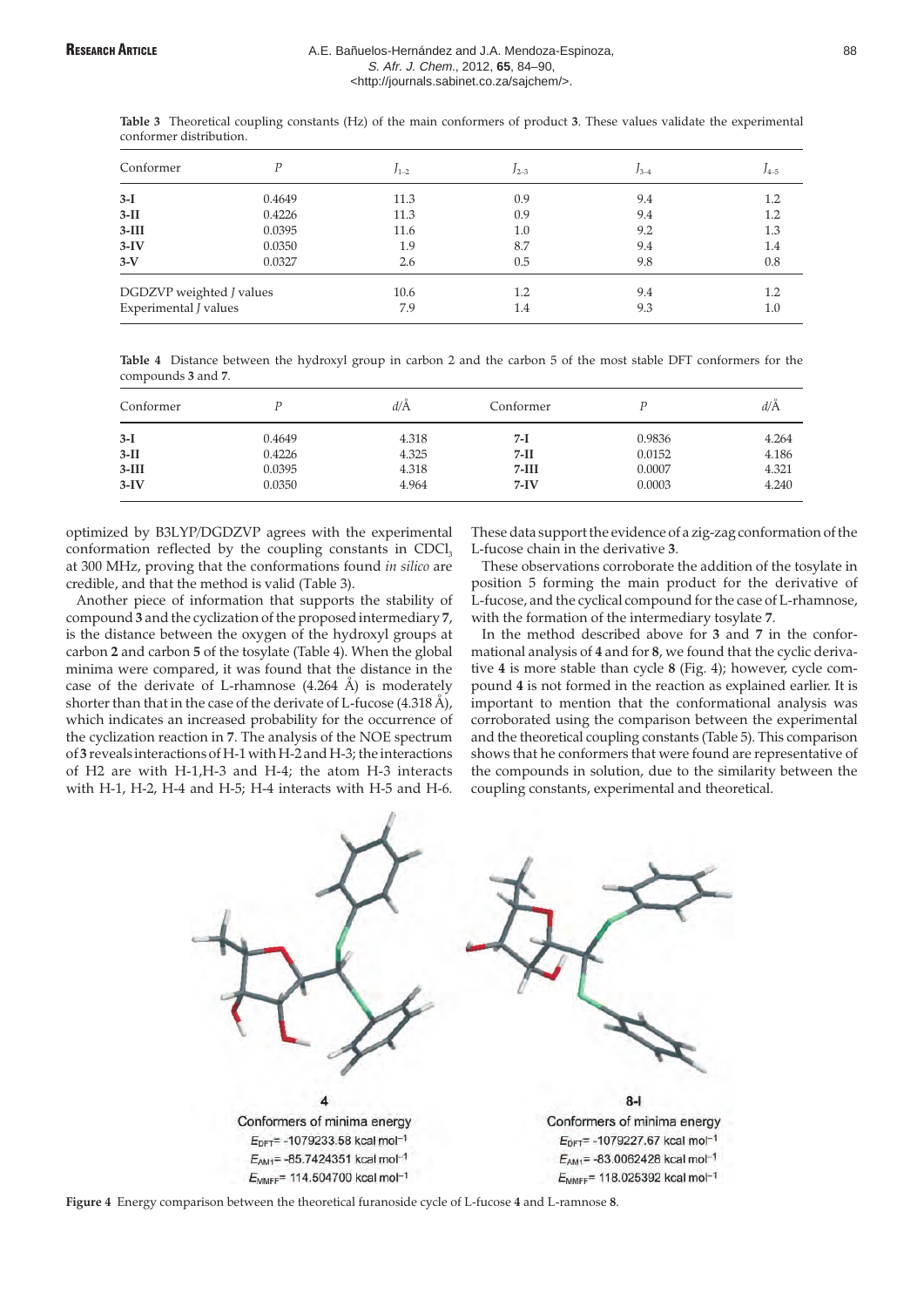**Table 3** Theoretical coupling constants (Hz) of the main conformers of product **3**. These values validate the experimental conformer distribution.

| Conformer | *P* | $J_{1-2}$ | $J_{2-3}$ | $J_{3-4}$ | $J_{4-5}$ |
|---|---|---|---|---|---|
| **3-I** | 0.4649 | 11.3 | 0.9 | 9.4 | 1.2 |
| **3-II** | 0.4226 | 11.3 | 0.9 | 9.4 | 1.2 |
| **3-III** | 0.0395 | 11.6 | 1.0 | 9.2 | 1.3 |
| **3-IV** | 0.0350 | 1.9 | 8.7 | 9.4 | 1.4 |
| **3-V** | 0.0327 | 2.6 | 0.5 | 9.8 | 0.8 |
| DGDZVP weighted *J* values | | 10.6 | 1.2 | 9.4 | 1.2 |
| Experimental *J* values | | 7.9 | 1.4 | 9.3 | 1.0 |

**Table 4** Distance between the hydroxyl group in carbon 2 and the carbon 5 of the most stable DFT conformers for the compounds **3** and **7**.

| Conformer | *P* | *d*/Å | Conformer | *P* | *d*/Å |
|---|---|---|---|---|---|
| **3-I** | 0.4649 | 4.318 | **7-I** | 0.9836 | 4.264 |
| **3-II** | 0.4226 | 4.325 | **7-II** | 0.0152 | 4.186 |
| **3-III** | 0.0395 | 4.318 | **7-III** | 0.0007 | 4.321 |
| **3-IV** | 0.0350 | 4.964 | **7-IV** | 0.0003 | 4.240 |

optimized by B3LYP/DGDZVP agrees with the experimental conformation reflected by the coupling constants in $CDCl_3$ at 300 MHz, proving that the conformations found *in silico* are credible, and that the method is valid (Table 3).

Another piece of information that supports the stability of compound **3** and the cyclization of the proposed intermediary **7**, is the distance between the oxygen of the hydroxyl groups at carbon **2** and carbon **5** of the tosylate (Table 4). When the global minima were compared, it was found that the distance in the case of the derivate of L-rhamnose (4.264 Å) is moderately shorter than that in the case of the derivate of L-fucose (4.318 Å), which indicates an increased probability for the occurrence of the cyclization reaction in **7**. The analysis of the NOE spectrum of **3** reveals interactions of H-1 with H-2 and H-3; the interactions of H2 are with H-1,H-3 and H-4; the atom H-3 interacts with H-1, H-2, H-4 and H-5; H-4 interacts with H-5 and H-6. These data support the evidence of a zig-zag conformation of the L-fucose chain in the derivative **3**.

These observations corroborate the addition of the tosylate in position 5 forming the main product for the derivative of L-fucose, and the cyclical compound for the case of L-rhamnose, with the formation of the intermediary tosylate **7**.

In the method described above for **3** and **7** in the conformational analysis of **4** and for **8**, we found that the cyclic derivative **4** is more stable than cycle **8** (Fig. 4); however, cycle compound **4** is not formed in the reaction as explained earlier. It is important to mention that the conformational analysis was corroborated using the comparison between the experimental and the theoretical coupling constants (Table 5). This comparison shows that he conformers that were found are representative of the compounds in solution, due to the similarity between the coupling constants, experimental and theoretical.

**4**
Conformers of minima energy
$E_{DFT}$= -1079233.58 kcal mol$^{-1}$
$E_{AM1}$= -85.7424351 kcal mol$^{-1}$
$E_{MMFF}$= 114.504700 kcal mol$^{-1}$

**8-I**
Conformers of minima energy
$E_{DFT}$= -1079227.67 kcal mol$^{-1}$
$E_{AM1}$= -83.0062428 kcal mol$^{-1}$
$E_{MMFF}$= 118.025392 kcal mol$^{-1}$

**Figure 4** Energy comparison between the theoretical furanoside cycle of L-fucose **4** and L-ramnose **8**.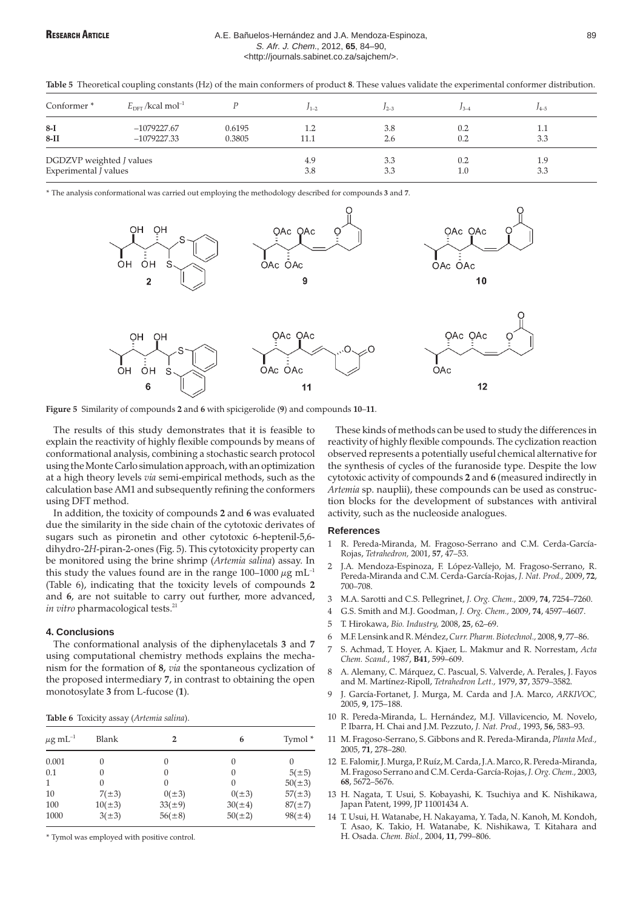**Table 5** Theoretical coupling constants (Hz) of the main conformers of product **8**. These values validate the experimental conformer distribution.

| Conformer * | $E_{DFT}$ /kcal mol$^{-1}$ | $P$ | $J_{1-2}$ | $J_{2-3}$ | $J_{3-4}$ | $J_{4-5}$ |
|---|---|---|---|---|---|---|
| **8-I** | −1079227.67 | 0.6195 | 1.2 | 3.8 | 0.2 | 1.1 |
| **8-II** | −1079227.33 | 0.3805 | 11.1 | 2.6 | 0.2 | 3.3 |
| DGDZVP weighted *J* values | | | 4.9 | 3.3 | 0.2 | 1.9 |
| Experimental *J* values | | | 3.8 | 3.3 | 1.0 | 3.3 |

\* The analysis conformational was carried out employing the methodology described for compounds **3** and **7**.

**Figure 5** Similarity of compounds **2** and **6** with spicigerolide (**9**) and compounds **10**–**11**.

The results of this study demonstrates that it is feasible to explain the reactivity of highly flexible compounds by means of conformational analysis, combining a stochastic search protocol using the Monte Carlo simulation approach, with an optimization at a high theory levels *via* semi-empirical methods, such as the calculation base AM1 and subsequently refining the conformers using DFT method.

In addition, the toxicity of compounds **2** and **6** was evaluated due the similarity in the side chain of the cytotoxic derivates of sugars such as pironetin and other cytotoxic 6-heptenil-5,6-dihydro-2*H*-piran-2-ones (Fig. 5). This cytotoxicity property can be monitored using the brine shrimp (*Artemia salina*) assay. In this study the values found are in the range 100–1000 $\mu$g mL$^{-1}$ (Table 6), indicating that the toxicity levels of compounds **2** and **6**, are not suitable to carry out further, more advanced, *in vitro* pharmacological tests.[21]

## 4. Conclusions

The conformational analysis of the diphenylacetals **3** and **7** using computational chemistry methods explains the mechanism for the formation of **8**, *via* the spontaneous cyclization of the proposed intermediary **7**, in contrast to obtaining the open monotosylate **3** from L-fucose (**1**).

**Table 6** Toxicity assay (*Artemia salina*).

| $\mu$g mL$^{-1}$ | Blank | **2** | **6** | Tymol * |
|---|---|---|---|---|
| 0.001 | 0 | 0 | 0 | 0 |
| 0.1 | 0 | 0 | 0 | 5(±5) |
| 1 | 0 | 0 | 0 | 50(±3) |
| 10 | 7(±3) | 0(±3) | 0(±3) | 57(±3) |
| 100 | 10(±3) | 33(±9) | 30(±4) | 87(±7) |
| 1000 | 3(±3) | 56(±8) | 50(±2) | 98(±4) |

\* Tymol was employed with positive control.

These kinds of methods can be used to study the differences in reactivity of highly flexible compounds. The cyclization reaction observed represents a potentially useful chemical alternative for the synthesis of cycles of the furanoside type. Despite the low cytotoxic activity of compounds **2** and **6** (measured indirectly in *Artemia* sp. nauplii), these compounds can be used as construction blocks for the development of substances with antiviral activity, such as the nucleoside analogues.

## References

1. R. Pereda-Miranda, M. Fragoso-Serrano and C.M. Cerda-García-Rojas, *Tetrahedron,* 2001, **57**, 47–53.
2. J.A. Mendoza-Espinoza, F. López-Vallejo, M. Fragoso-Serrano, R. Pereda-Miranda and C.M. Cerda-García-Rojas, *J. Nat. Prod.,* 2009, **72**, 700–708.
3. M.A. Sarotti and C.S. Pellegrinet, *J. Org. Chem.,* 2009, **74**, 7254–7260.
4. G.S. Smith and M.J. Goodman, *J. Org. Chem.,* 2009, **74**, 4597–4607.
5. T. Hirokawa, *Bio. Industry,* 2008, **25**, 62–69.
6. M.F. Lensink and R. Méndez, *Curr. Pharm. Biotechnol.,* 2008, **9**, 77–86.
7. S. Achmad, T. Hoyer, A. Kjaer, L. Makmur and R. Norrestam, *Acta Chem. Scand.,* 1987, **B41**, 599–609.
8. A. Alemany, C. Márquez, C. Pascual, S. Valverde, A. Perales, J. Fayos and M. Martínez-Ripoll, *Tetrahedron Lett.,* 1979, **37**, 3579–3582.
9. J. García-Fortanet, J. Murga, M. Carda and J.A. Marco, *ARKIVOC,* 2005, **9**, 175–188.
10. R. Pereda-Miranda, L. Hernández, M.J. Villavicencio, M. Novelo, P. Ibarra, H. Chai and J.M. Pezzuto, *J. Nat. Prod.,* 1993, **56**, 583–93.
11. M. Fragoso-Serrano, S. Gibbons and R. Pereda-Miranda, *Planta Med.,* 2005, **71**, 278–280.
12. E. Falomir, J. Murga, P. Ruíz, M. Carda, J.A. Marco, R. Pereda-Miranda, M. Fragoso Serrano and C.M. Cerda-García-Rojas, *J. Org. Chem.,* 2003, **68**, 5672–5676.
13. H. Nagata, T. Usui, S. Kobayashi, K. Tsuchiya and K. Nishikawa, Japan Patent, 1999, JP 11001434 A.
14. T. Usui, H. Watanabe, H. Nakayama, Y. Tada, N. Kanoh, M. Kondoh, T. Asao, K. Takio, H. Watanabe, K. Nishikawa, T. Kitahara and H. Osada. *Chem. Biol.,* 2004, **11**, 799–806.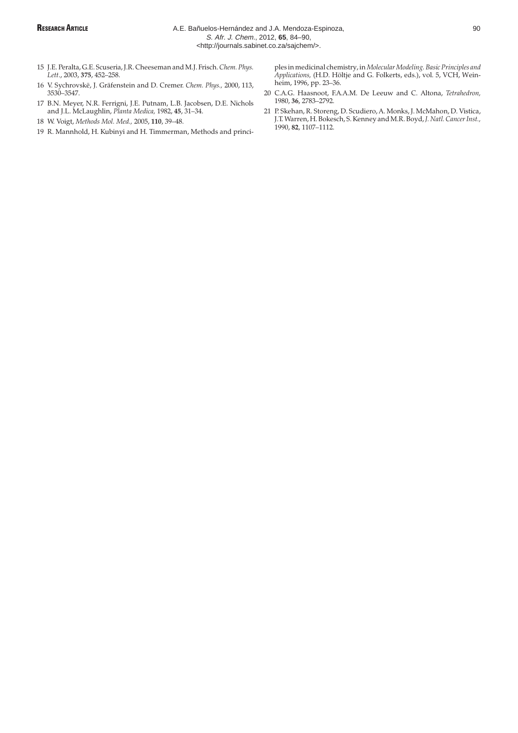15 J.E. Peralta, G.E. Scuseria, J.R. Cheeseman and M.J. Frisch. *Chem. Phys. Lett.*, 2003, **375**, 452–258.

16 V. Sychrovskë, J. Gräfenstein and D. Cremer. *Chem. Phys.,* 2000, 113, 3530–3547.

17 B.N. Meyer, N.R. Ferrigni, J.E. Putnam, L.B. Jacobsen, D.E. Nichols and J.L. McLaughlin, *Planta Medica,* 1982, **45**, 31–34.

18 W. Voigt, *Methods Mol. Med.,* 2005, **110**, 39–48.

19 R. Mannhold, H. Kubinyi and H. Timmerman, Methods and principles in medicinal chemistry, in *Molecular Modeling. Basic Principles and Applications,* (H.D. Höltje and G. Folkerts, eds.), vol. 5, VCH, Weinheim, 1996, pp. 23–36.

20 C.A.G. Haasnoot, F.A.A.M. De Leeuw and C. Altona, *Tetrahedron,* 1980, **36**, 2783–2792.

21 P. Skehan, R. Storeng, D. Scudiero, A. Monks, J. McMahon, D. Vistica, J.T. Warren, H. Bokesch, S. Kenney and M.R. Boyd, *J. Natl. Cancer Inst.,* 1990, **82**, 1107–1112.